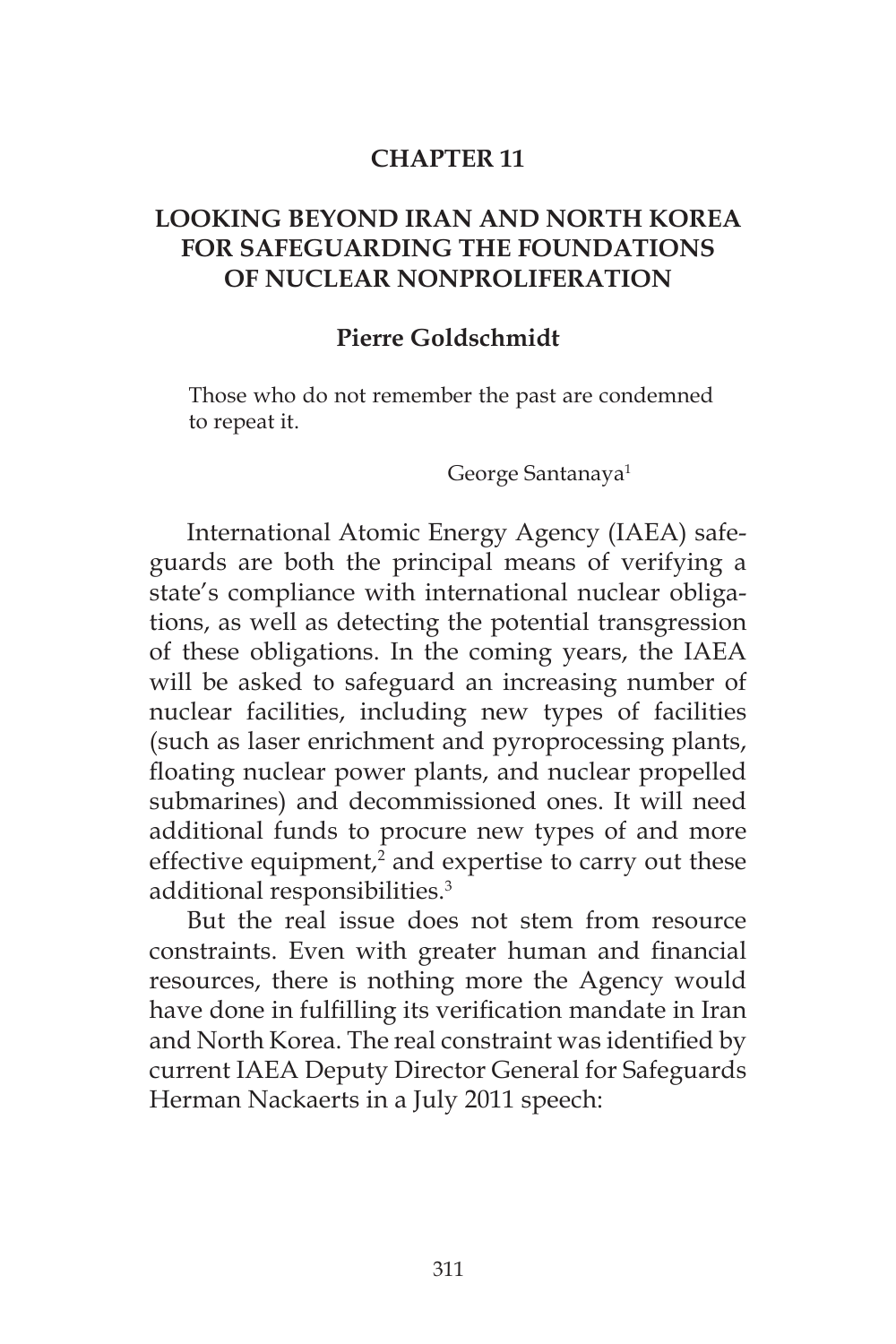# CHAPTER 11

## LOOKING BEYOND IRAN AND NORTH KOREA FOR SAFEGUARDING THE FOUNDATIONS OF NUCLEAR NONPROLIFERATION

**Pierre Goldschmidt**

> Those who do not remember the past are condemned to repeat it.
>
> George Santanaya[1]

International Atomic Energy Agency (IAEA) safeguards are both the principal means of verifying a state's compliance with international nuclear obligations, as well as detecting the potential transgression of these obligations. In the coming years, the IAEA will be asked to safeguard an increasing number of nuclear facilities, including new types of facilities (such as laser enrichment and pyroprocessing plants, floating nuclear power plants, and nuclear propelled submarines) and decommissioned ones. It will need additional funds to procure new types of and more effective equipment,[2] and expertise to carry out these additional responsibilities.[3]

But the real issue does not stem from resource constraints. Even with greater human and financial resources, there is nothing more the Agency would have done in fulfilling its verification mandate in Iran and North Korea. The real constraint was identified by current IAEA Deputy Director General for Safeguards Herman Nackaerts in a July 2011 speech: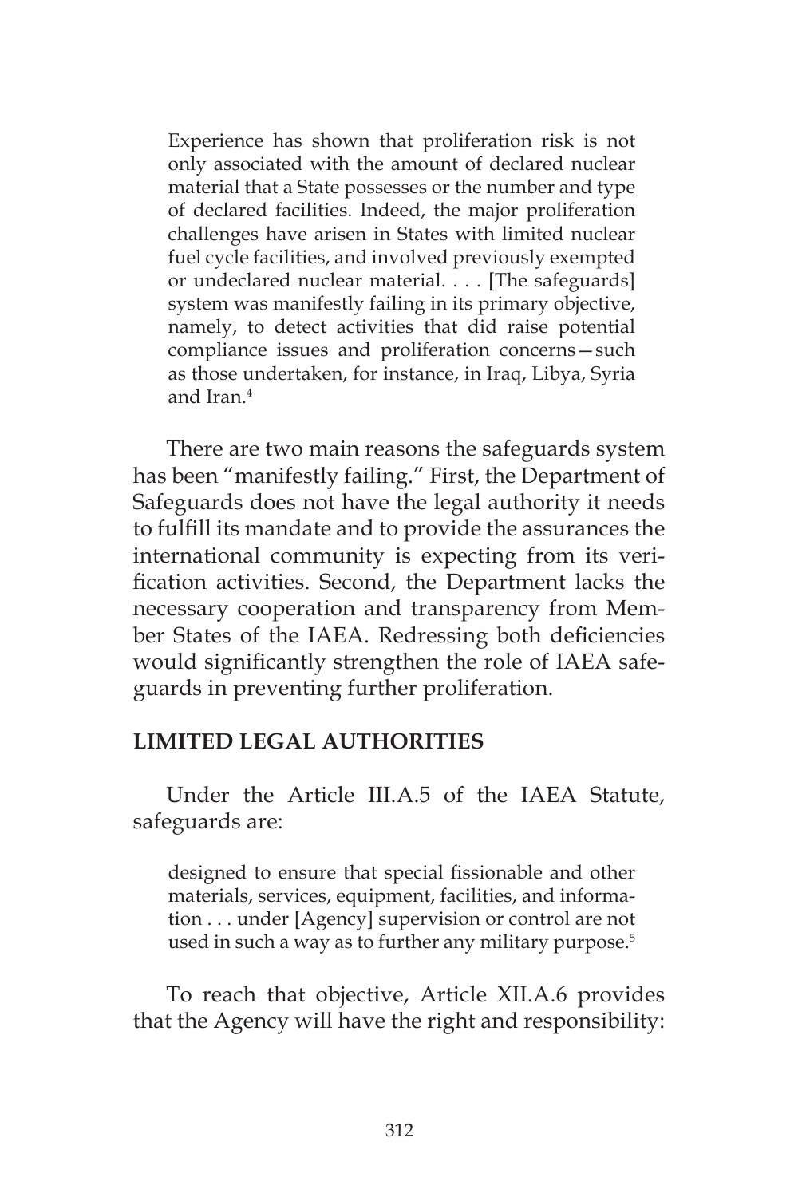> Experience has shown that proliferation risk is not only associated with the amount of declared nuclear material that a State possesses or the number and type of declared facilities. Indeed, the major proliferation challenges have arisen in States with limited nuclear fuel cycle facilities, and involved previously exempted or undeclared nuclear material. . . . [The safeguards] system was manifestly failing in its primary objective, namely, to detect activities that did raise potential compliance issues and proliferation concerns—such as those undertaken, for instance, in Iraq, Libya, Syria and Iran.[4]

There are two main reasons the safeguards system has been "manifestly failing." First, the Department of Safeguards does not have the legal authority it needs to fulfill its mandate and to provide the assurances the international community is expecting from its verification activities. Second, the Department lacks the necessary cooperation and transparency from Member States of the IAEA. Redressing both deficiencies would significantly strengthen the role of IAEA safeguards in preventing further proliferation.

## LIMITED LEGAL AUTHORITIES

Under the Article III.A.5 of the IAEA Statute, safeguards are:

> designed to ensure that special fissionable and other materials, services, equipment, facilities, and information . . . under [Agency] supervision or control are not used in such a way as to further any military purpose.[5]

To reach that objective, Article XII.A.6 provides that the Agency will have the right and responsibility: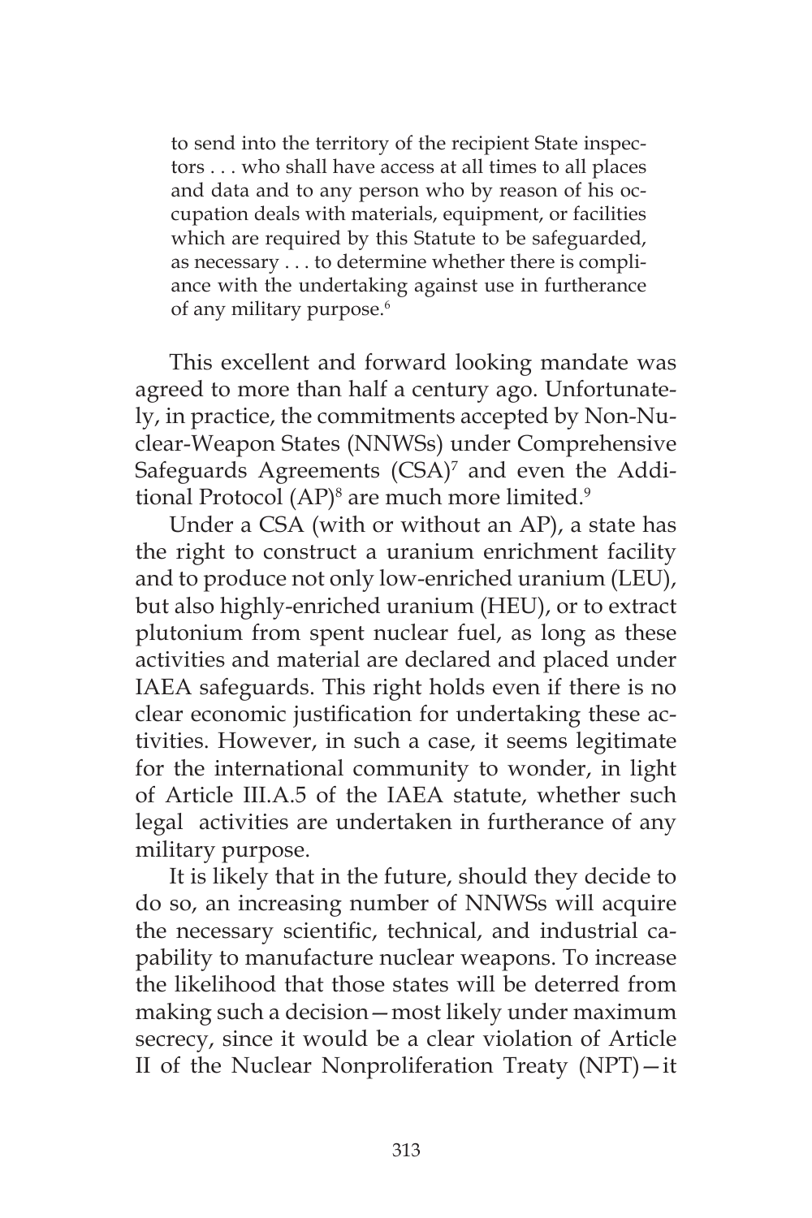> to send into the territory of the recipient State inspectors . . . who shall have access at all times to all places and data and to any person who by reason of his occupation deals with materials, equipment, or facilities which are required by this Statute to be safeguarded, as necessary . . . to determine whether there is compliance with the undertaking against use in furtherance of any military purpose.[6]

This excellent and forward looking mandate was agreed to more than half a century ago. Unfortunately, in practice, the commitments accepted by Non-Nuclear-Weapon States (NNWSs) under Comprehensive Safeguards Agreements (CSA)[7] and even the Additional Protocol (AP)[8] are much more limited.[9]

Under a CSA (with or without an AP), a state has the right to construct a uranium enrichment facility and to produce not only low-enriched uranium (LEU), but also highly-enriched uranium (HEU), or to extract plutonium from spent nuclear fuel, as long as these activities and material are declared and placed under IAEA safeguards. This right holds even if there is no clear economic justification for undertaking these activities. However, in such a case, it seems legitimate for the international community to wonder, in light of Article III.A.5 of the IAEA statute, whether such legal activities are undertaken in furtherance of any military purpose.

It is likely that in the future, should they decide to do so, an increasing number of NNWSs will acquire the necessary scientific, technical, and industrial capability to manufacture nuclear weapons. To increase the likelihood that those states will be deterred from making such a decision—most likely under maximum secrecy, since it would be a clear violation of Article II of the Nuclear Nonproliferation Treaty (NPT)—it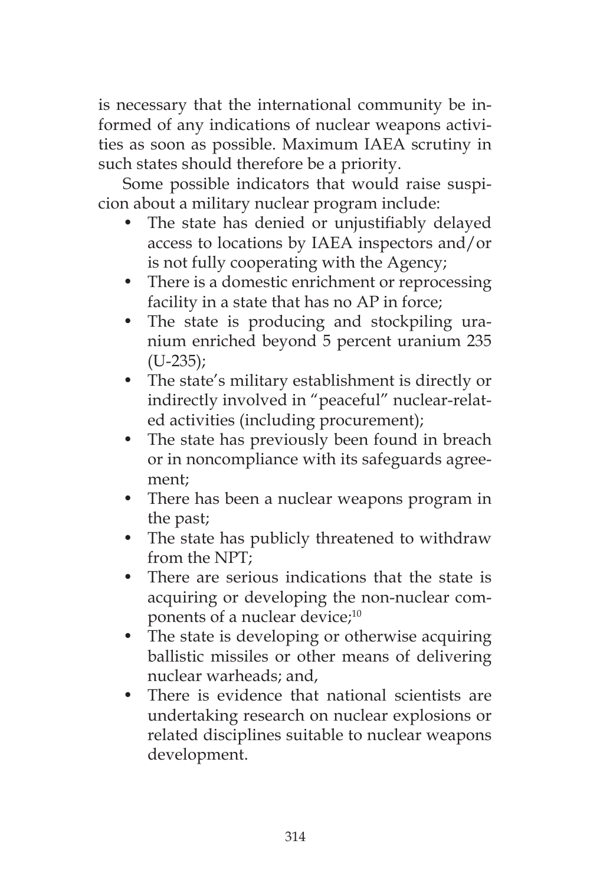is necessary that the international community be informed of any indications of nuclear weapons activities as soon as possible. Maximum IAEA scrutiny in such states should therefore be a priority.

Some possible indicators that would raise suspicion about a military nuclear program include:

- The state has denied or unjustifiably delayed access to locations by IAEA inspectors and/or is not fully cooperating with the Agency;
- There is a domestic enrichment or reprocessing facility in a state that has no AP in force;
- The state is producing and stockpiling uranium enriched beyond 5 percent uranium 235 (U-235);
- The state's military establishment is directly or indirectly involved in "peaceful" nuclear-related activities (including procurement);
- The state has previously been found in breach or in noncompliance with its safeguards agreement;
- There has been a nuclear weapons program in the past;
- The state has publicly threatened to withdraw from the NPT;
- There are serious indications that the state is acquiring or developing the non-nuclear components of a nuclear device;[10]
- The state is developing or otherwise acquiring ballistic missiles or other means of delivering nuclear warheads; and,
- There is evidence that national scientists are undertaking research on nuclear explosions or related disciplines suitable to nuclear weapons development.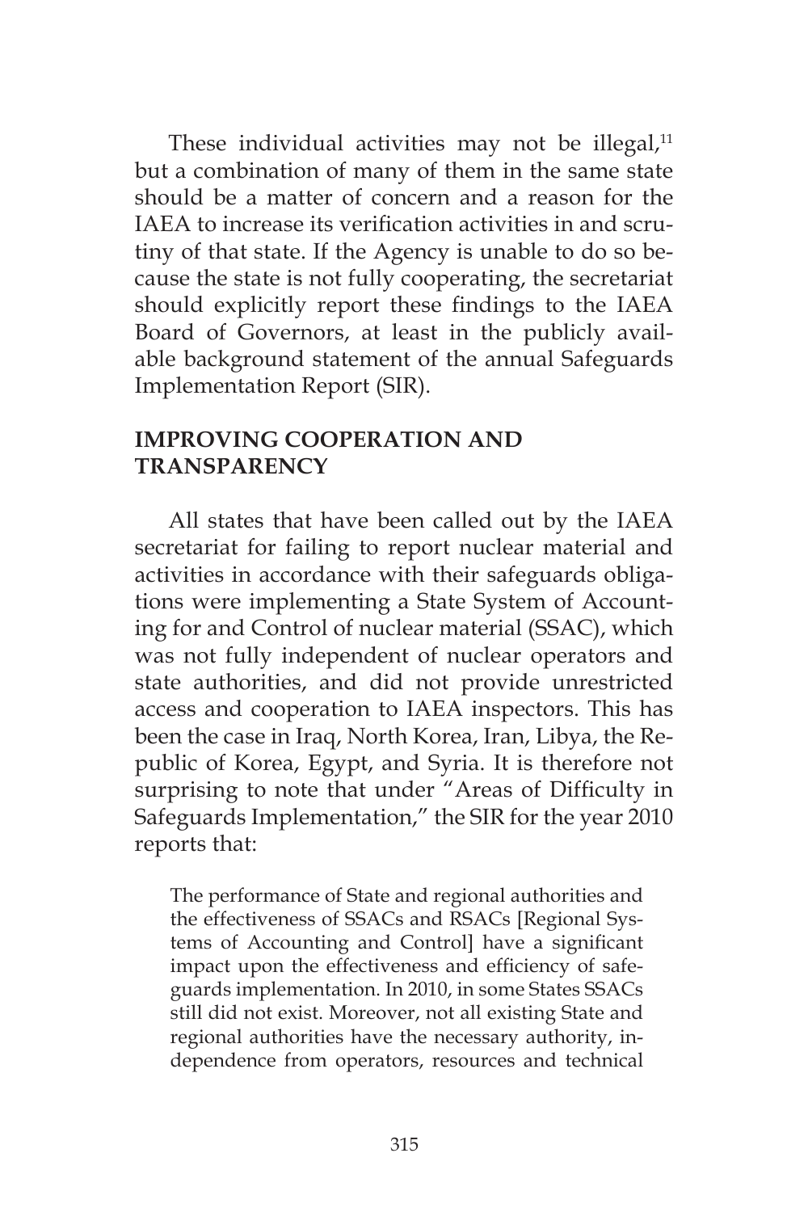These individual activities may not be illegal,[11] but a combination of many of them in the same state should be a matter of concern and a reason for the IAEA to increase its verification activities in and scrutiny of that state. If the Agency is unable to do so because the state is not fully cooperating, the secretariat should explicitly report these findings to the IAEA Board of Governors, at least in the publicly available background statement of the annual Safeguards Implementation Report (SIR).

## IMPROVING COOPERATION AND TRANSPARENCY

All states that have been called out by the IAEA secretariat for failing to report nuclear material and activities in accordance with their safeguards obligations were implementing a State System of Accounting for and Control of nuclear material (SSAC), which was not fully independent of nuclear operators and state authorities, and did not provide unrestricted access and cooperation to IAEA inspectors. This has been the case in Iraq, North Korea, Iran, Libya, the Republic of Korea, Egypt, and Syria. It is therefore not surprising to note that under "Areas of Difficulty in Safeguards Implementation," the SIR for the year 2010 reports that:

> The performance of State and regional authorities and the effectiveness of SSACs and RSACs [Regional Systems of Accounting and Control] have a significant impact upon the effectiveness and efficiency of safeguards implementation. In 2010, in some States SSACs still did not exist. Moreover, not all existing State and regional authorities have the necessary authority, independence from operators, resources and technical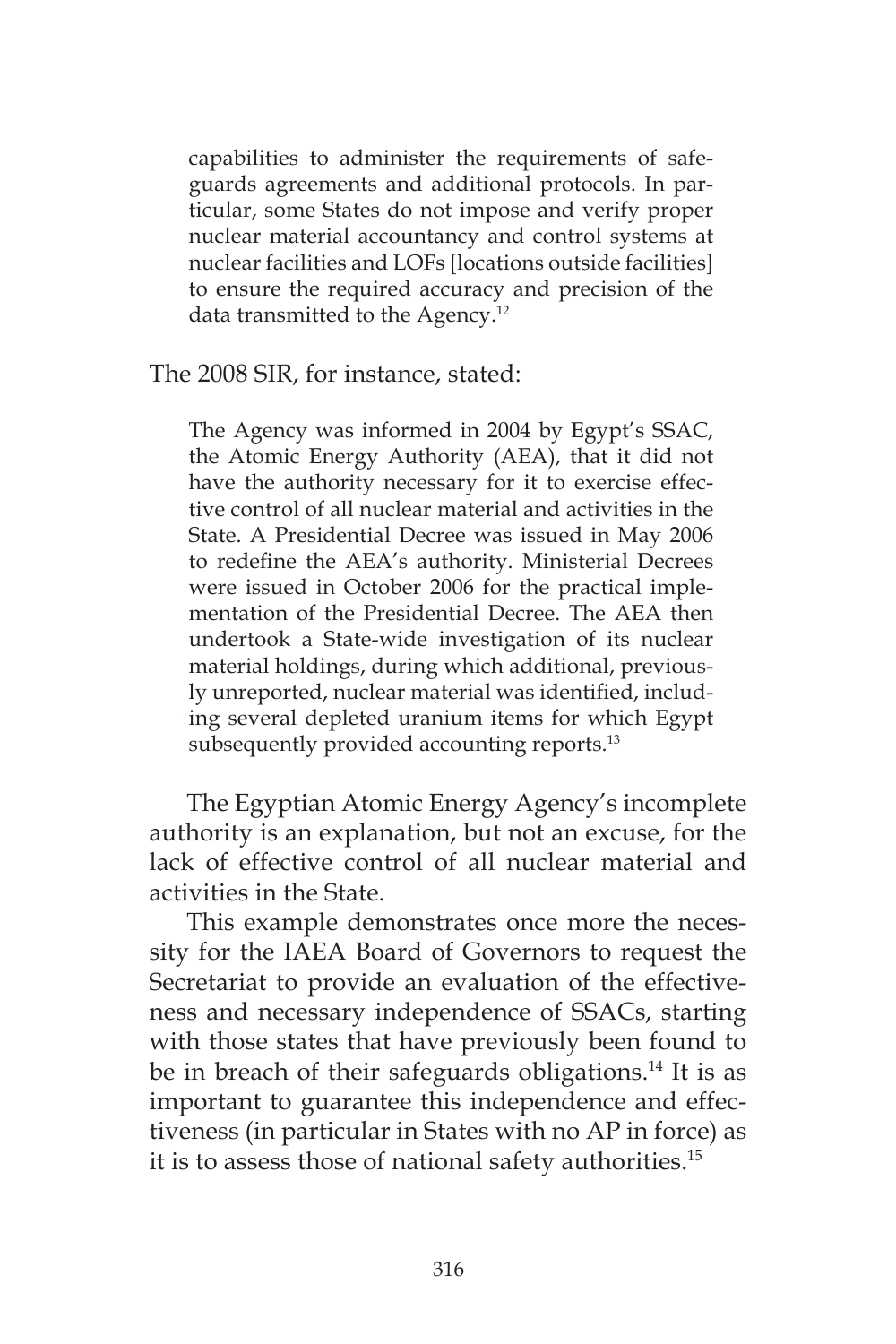> capabilities to administer the requirements of safeguards agreements and additional protocols. In particular, some States do not impose and verify proper nuclear material accountancy and control systems at nuclear facilities and LOFs [locations outside facilities] to ensure the required accuracy and precision of the data transmitted to the Agency.[12]

The 2008 SIR, for instance, stated:

> The Agency was informed in 2004 by Egypt's SSAC, the Atomic Energy Authority (AEA), that it did not have the authority necessary for it to exercise effective control of all nuclear material and activities in the State. A Presidential Decree was issued in May 2006 to redefine the AEA's authority. Ministerial Decrees were issued in October 2006 for the practical implementation of the Presidential Decree. The AEA then undertook a State-wide investigation of its nuclear material holdings, during which additional, previously unreported, nuclear material was identified, including several depleted uranium items for which Egypt subsequently provided accounting reports.[13]

The Egyptian Atomic Energy Agency's incomplete authority is an explanation, but not an excuse, for the lack of effective control of all nuclear material and activities in the State.

This example demonstrates once more the necessity for the IAEA Board of Governors to request the Secretariat to provide an evaluation of the effectiveness and necessary independence of SSACs, starting with those states that have previously been found to be in breach of their safeguards obligations.[14] It is as important to guarantee this independence and effectiveness (in particular in States with no AP in force) as it is to assess those of national safety authorities.[15]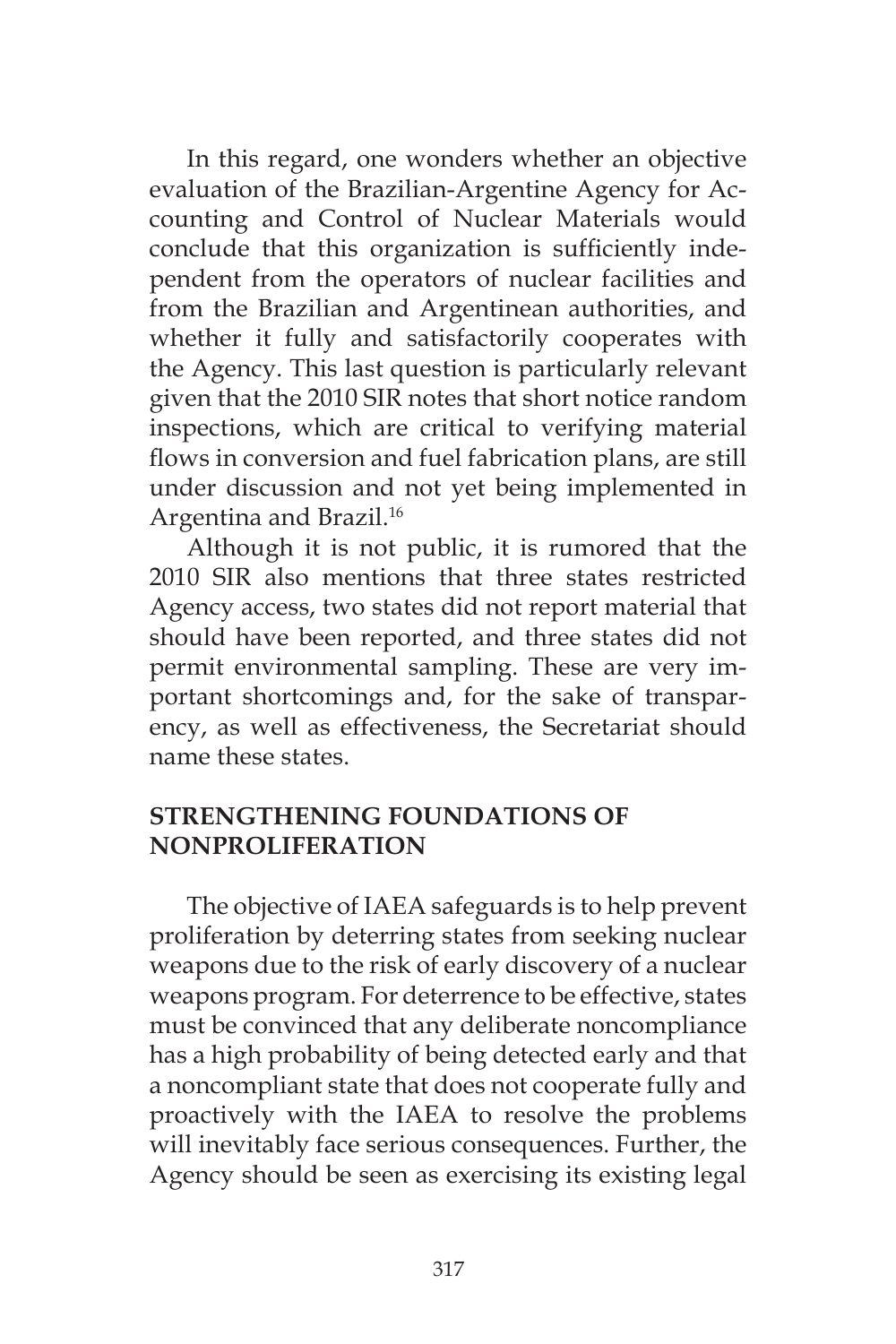In this regard, one wonders whether an objective evaluation of the Brazilian-Argentine Agency for Accounting and Control of Nuclear Materials would conclude that this organization is sufficiently independent from the operators of nuclear facilities and from the Brazilian and Argentinean authorities, and whether it fully and satisfactorily cooperates with the Agency. This last question is particularly relevant given that the 2010 SIR notes that short notice random inspections, which are critical to verifying material flows in conversion and fuel fabrication plans, are still under discussion and not yet being implemented in Argentina and Brazil.[16]

Although it is not public, it is rumored that the 2010 SIR also mentions that three states restricted Agency access, two states did not report material that should have been reported, and three states did not permit environmental sampling. These are very important shortcomings and, for the sake of transparency, as well as effectiveness, the Secretariat should name these states.

## STRENGTHENING FOUNDATIONS OF NONPROLIFERATION

The objective of IAEA safeguards is to help prevent proliferation by deterring states from seeking nuclear weapons due to the risk of early discovery of a nuclear weapons program. For deterrence to be effective, states must be convinced that any deliberate noncompliance has a high probability of being detected early and that a noncompliant state that does not cooperate fully and proactively with the IAEA to resolve the problems will inevitably face serious consequences. Further, the Agency should be seen as exercising its existing legal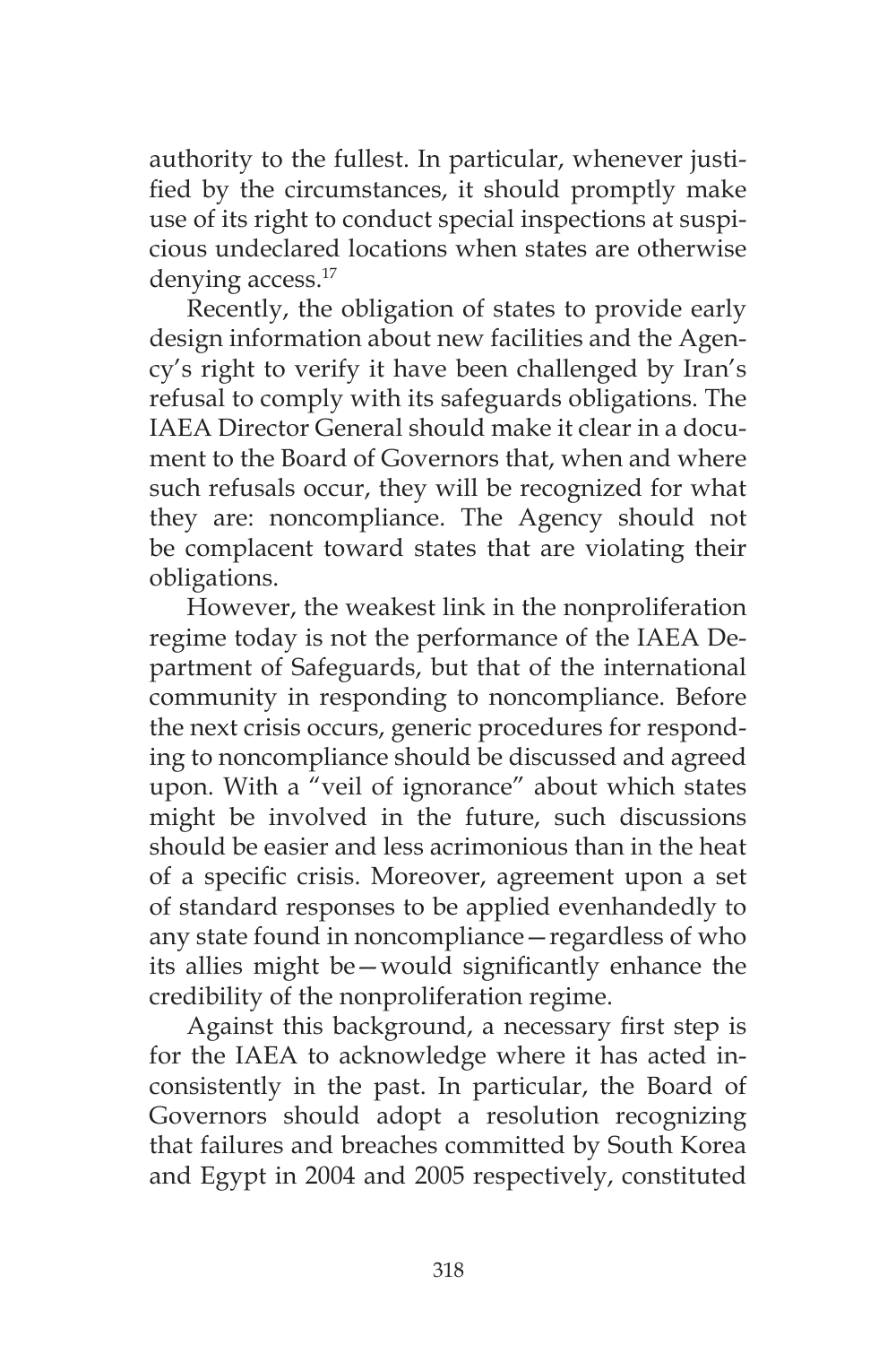authority to the fullest. In particular, whenever justified by the circumstances, it should promptly make use of its right to conduct special inspections at suspicious undeclared locations when states are otherwise denying access.[17]

Recently, the obligation of states to provide early design information about new facilities and the Agency's right to verify it have been challenged by Iran's refusal to comply with its safeguards obligations. The IAEA Director General should make it clear in a document to the Board of Governors that, when and where such refusals occur, they will be recognized for what they are: noncompliance. The Agency should not be complacent toward states that are violating their obligations.

However, the weakest link in the nonproliferation regime today is not the performance of the IAEA Department of Safeguards, but that of the international community in responding to noncompliance. Before the next crisis occurs, generic procedures for responding to noncompliance should be discussed and agreed upon. With a "veil of ignorance" about which states might be involved in the future, such discussions should be easier and less acrimonious than in the heat of a specific crisis. Moreover, agreement upon a set of standard responses to be applied evenhandedly to any state found in noncompliance—regardless of who its allies might be—would significantly enhance the credibility of the nonproliferation regime.

Against this background, a necessary first step is for the IAEA to acknowledge where it has acted inconsistently in the past. In particular, the Board of Governors should adopt a resolution recognizing that failures and breaches committed by South Korea and Egypt in 2004 and 2005 respectively, constituted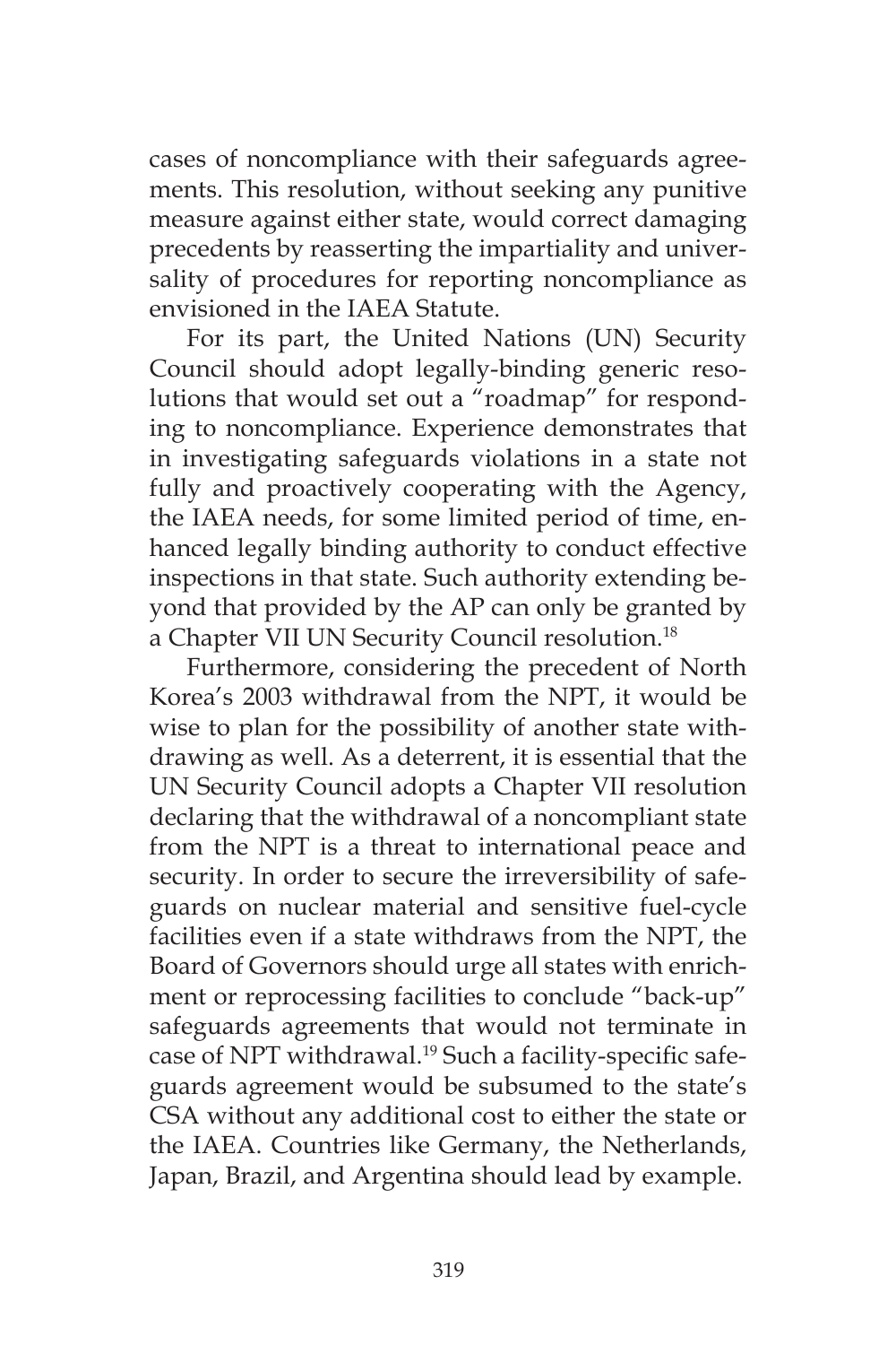cases of noncompliance with their safeguards agreements. This resolution, without seeking any punitive measure against either state, would correct damaging precedents by reasserting the impartiality and universality of procedures for reporting noncompliance as envisioned in the IAEA Statute.

For its part, the United Nations (UN) Security Council should adopt legally-binding generic resolutions that would set out a "roadmap" for responding to noncompliance. Experience demonstrates that in investigating safeguards violations in a state not fully and proactively cooperating with the Agency, the IAEA needs, for some limited period of time, enhanced legally binding authority to conduct effective inspections in that state. Such authority extending beyond that provided by the AP can only be granted by a Chapter VII UN Security Council resolution.[18]

Furthermore, considering the precedent of North Korea's 2003 withdrawal from the NPT, it would be wise to plan for the possibility of another state withdrawing as well. As a deterrent, it is essential that the UN Security Council adopts a Chapter VII resolution declaring that the withdrawal of a noncompliant state from the NPT is a threat to international peace and security. In order to secure the irreversibility of safeguards on nuclear material and sensitive fuel-cycle facilities even if a state withdraws from the NPT, the Board of Governors should urge all states with enrichment or reprocessing facilities to conclude "back-up" safeguards agreements that would not terminate in case of NPT withdrawal.[19] Such a facility-specific safeguards agreement would be subsumed to the state's CSA without any additional cost to either the state or the IAEA. Countries like Germany, the Netherlands, Japan, Brazil, and Argentina should lead by example.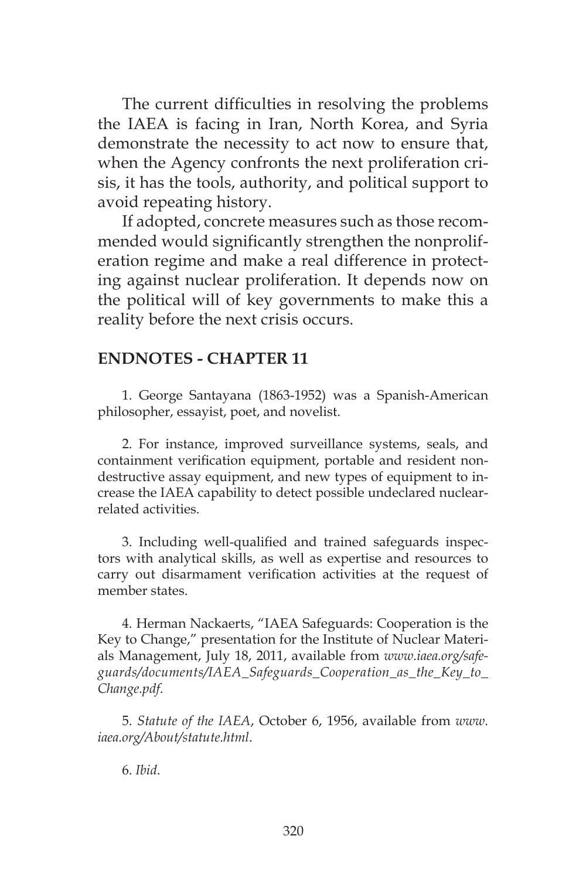The current difficulties in resolving the problems the IAEA is facing in Iran, North Korea, and Syria demonstrate the necessity to act now to ensure that, when the Agency confronts the next proliferation crisis, it has the tools, authority, and political support to avoid repeating history.

If adopted, concrete measures such as those recommended would significantly strengthen the nonproliferation regime and make a real difference in protecting against nuclear proliferation. It depends now on the political will of key governments to make this a reality before the next crisis occurs.

## ENDNOTES - CHAPTER 11

1. George Santayana (1863-1952) was a Spanish-American philosopher, essayist, poet, and novelist.

2. For instance, improved surveillance systems, seals, and containment verification equipment, portable and resident nondestructive assay equipment, and new types of equipment to increase the IAEA capability to detect possible undeclared nuclear-related activities.

3. Including well-qualified and trained safeguards inspectors with analytical skills, as well as expertise and resources to carry out disarmament verification activities at the request of member states.

4. Herman Nackaerts, "IAEA Safeguards: Cooperation is the Key to Change," presentation for the Institute of Nuclear Materials Management, July 18, 2011, available from *www.iaea.org/safeguards/documents/IAEA_Safeguards_Cooperation_as_the_Key_to_Change.pdf*.

5. *Statute of the IAEA*, October 6, 1956, available from *www.iaea.org/About/statute.html*.

6. *Ibid*.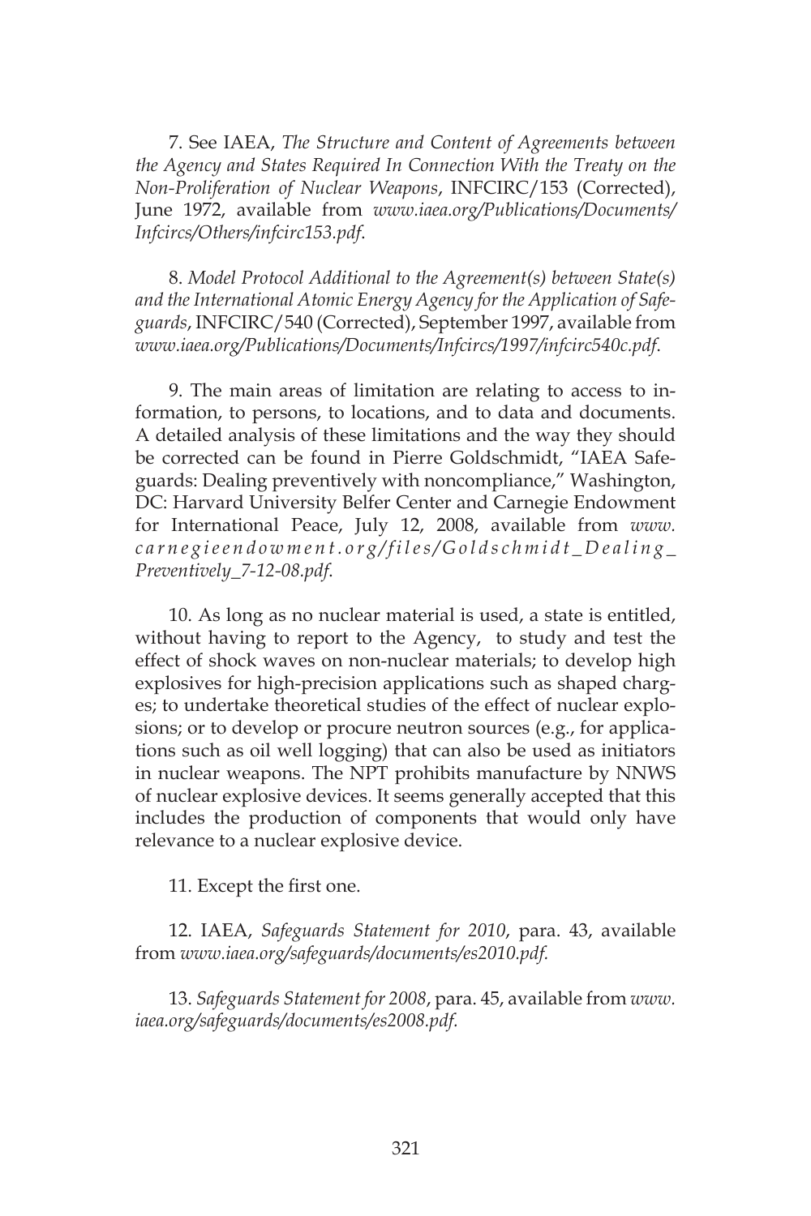7. See IAEA, *The Structure and Content of Agreements between the Agency and States Required In Connection With the Treaty on the Non-Proliferation of Nuclear Weapons*, INFCIRC/153 (Corrected), June 1972, available from *www.iaea.org/Publications/Documents/Infcircs/Others/infcirc153.pdf*.

8. *Model Protocol Additional to the Agreement(s) between State(s) and the International Atomic Energy Agency for the Application of Safeguards*, INFCIRC/540 (Corrected), September 1997, available from *www.iaea.org/Publications/Documents/Infcircs/1997/infcirc540c.pdf*.

9. The main areas of limitation are relating to access to information, to persons, to locations, and to data and documents. A detailed analysis of these limitations and the way they should be corrected can be found in Pierre Goldschmidt, "IAEA Safeguards: Dealing preventively with noncompliance," Washington, DC: Harvard University Belfer Center and Carnegie Endowment for International Peace, July 12, 2008, available from *www.carnegieendowment.org/files/Goldschmidt_Dealing_Preventively_7-12-08.pdf*.

10. As long as no nuclear material is used, a state is entitled, without having to report to the Agency, to study and test the effect of shock waves on non-nuclear materials; to develop high explosives for high-precision applications such as shaped charges; to undertake theoretical studies of the effect of nuclear explosions; or to develop or procure neutron sources (e.g., for applications such as oil well logging) that can also be used as initiators in nuclear weapons. The NPT prohibits manufacture by NNWS of nuclear explosive devices. It seems generally accepted that this includes the production of components that would only have relevance to a nuclear explosive device.

11. Except the first one.

12. IAEA, *Safeguards Statement for 2010*, para. 43, available from *www.iaea.org/safeguards/documents/es2010.pdf*.

13. *Safeguards Statement for 2008*, para. 45, available from *www.iaea.org/safeguards/documents/es2008.pdf*.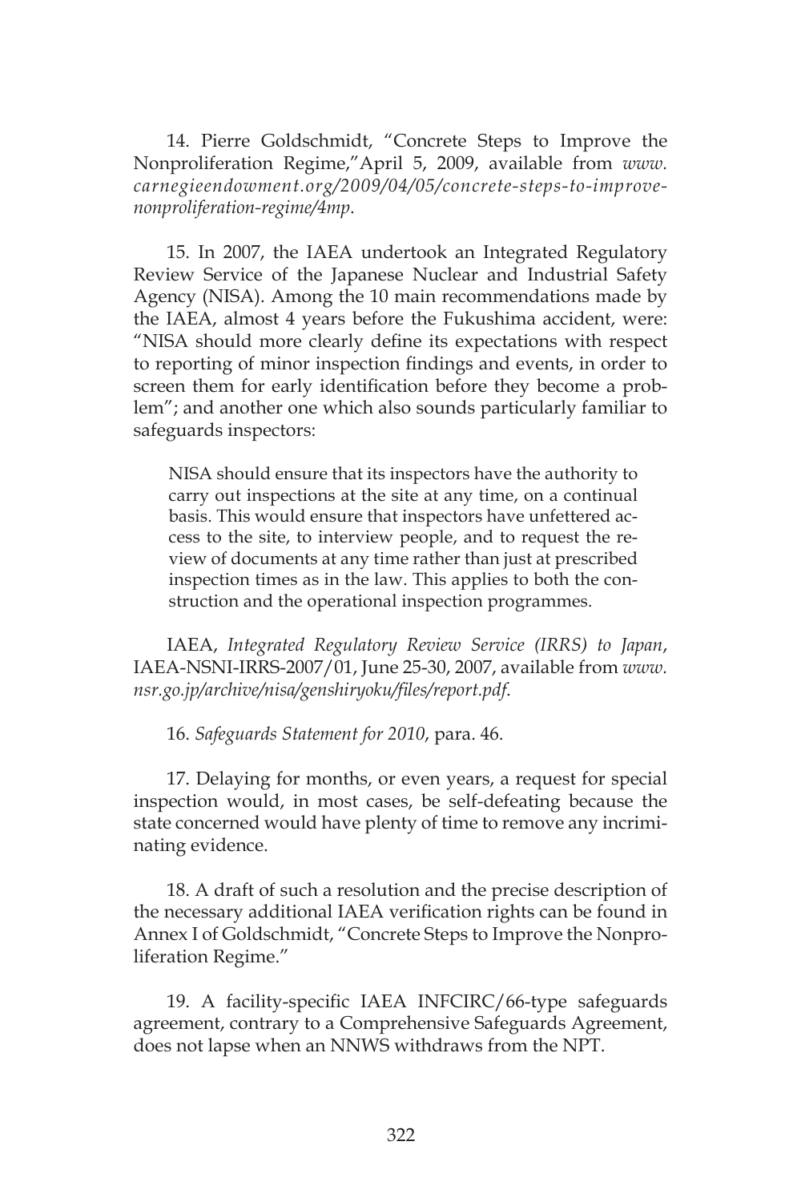14. Pierre Goldschmidt, "Concrete Steps to Improve the Nonproliferation Regime,"April 5, 2009, available from *www.carnegieendowment.org/2009/04/05/concrete-steps-to-improve-nonproliferation-regime/4mp*.

15. In 2007, the IAEA undertook an Integrated Regulatory Review Service of the Japanese Nuclear and Industrial Safety Agency (NISA). Among the 10 main recommendations made by the IAEA, almost 4 years before the Fukushima accident, were: "NISA should more clearly define its expectations with respect to reporting of minor inspection findings and events, in order to screen them for early identification before they become a problem"; and another one which also sounds particularly familiar to safeguards inspectors:

> NISA should ensure that its inspectors have the authority to carry out inspections at the site at any time, on a continual basis. This would ensure that inspectors have unfettered access to the site, to interview people, and to request the review of documents at any time rather than just at prescribed inspection times as in the law. This applies to both the construction and the operational inspection programmes.

IAEA, *Integrated Regulatory Review Service (IRRS) to Japan*, IAEA-NSNI-IRRS-2007/01, June 25-30, 2007, available from *www.nsr.go.jp/archive/nisa/genshiryoku/files/report.pdf*.

16. *Safeguards Statement for 2010*, para. 46.

17. Delaying for months, or even years, a request for special inspection would, in most cases, be self-defeating because the state concerned would have plenty of time to remove any incriminating evidence.

18. A draft of such a resolution and the precise description of the necessary additional IAEA verification rights can be found in Annex I of Goldschmidt, "Concrete Steps to Improve the Nonproliferation Regime."

19. A facility-specific IAEA INFCIRC/66-type safeguards agreement, contrary to a Comprehensive Safeguards Agreement, does not lapse when an NNWS withdraws from the NPT.